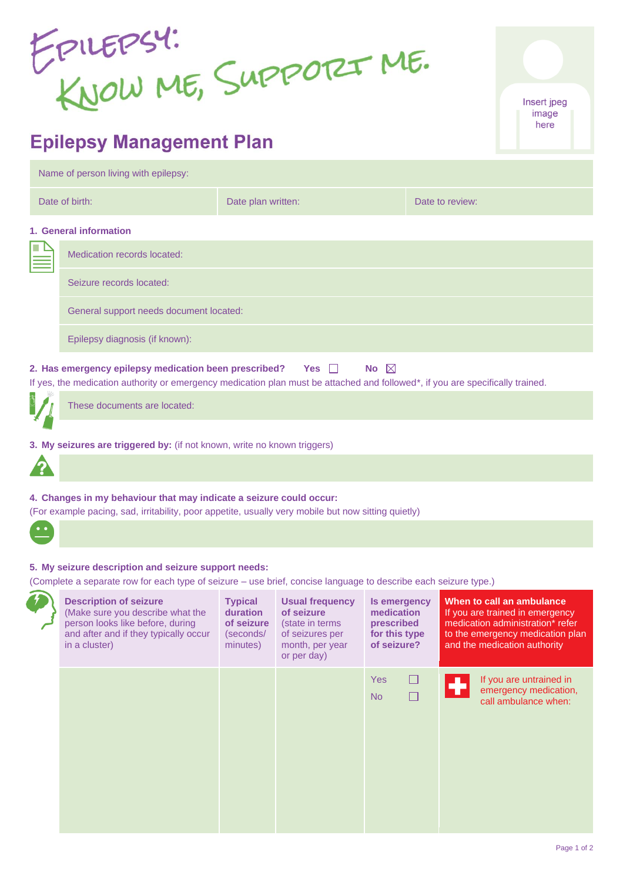# Epilepsy: Know me, Support me.

Insert jpeg image here

## Epilepsy Management Plan

| Name of person living with epilepsy: | | |
|---|---|---|
| Date of birth: | Date plan written: | Date to review: |

### 1. General information

Medication records located:

Seizure records located:

General support needs document located:

Epilepsy diagnosis (if known):

### 2. Has emergency epilepsy medication been prescribed? Yes ☐ No ☒

If yes, the medication authority or emergency medication plan must be attached and followed*, if you are specifically trained.

These documents are located:

### 3. My seizures are triggered by: (if not known, write no known triggers)

### 4. Changes in my behaviour that may indicate a seizure could occur:

(For example pacing, sad, irritability, poor appetite, usually very mobile but now sitting quietly)

### 5. My seizure description and seizure support needs:

(Complete a separate row for each type of seizure – use brief, concise language to describe each seizure type.)

| **Description of seizure** (Make sure you describe what the person looks like before, during and after and if they typically occur in a cluster) | **Typical duration of seizure** (seconds/ minutes) | **Usual frequency of seizure** (state in terms of seizures per month, per year or per day) | **Is emergency medication prescribed for this type of seizure?** | **When to call an ambulance** If you are trained in emergency medication administration* refer to the emergency medication plan and the medication authority |
|---|---|---|---|---|
| | | | Yes ☐ No ☐ | If you are untrained in emergency medication, call ambulance when: |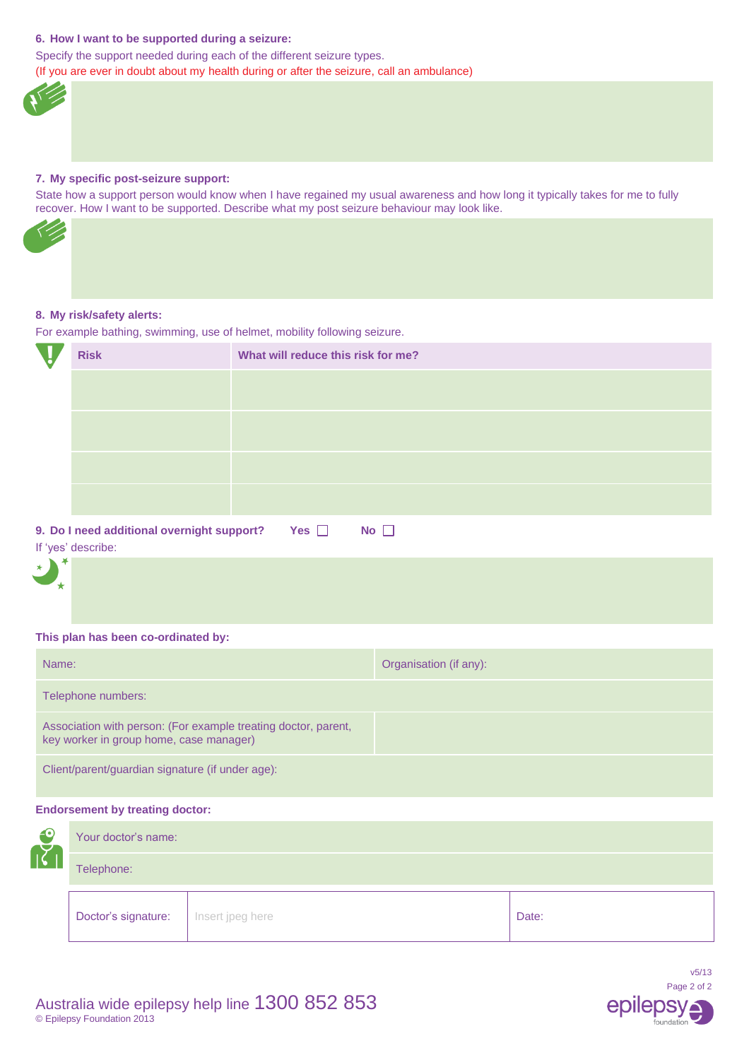### 6. How I want to be supported during a seizure:

Specify the support needed during each of the different seizure types.

(If you are ever in doubt about my health during or after the seizure, call an ambulance)

### 7. My specific post-seizure support:

State how a support person would know when I have regained my usual awareness and how long it typically takes for me to fully recover. How I want to be supported. Describe what my post seizure behaviour may look like.

### 8. My risk/safety alerts:

For example bathing, swimming, use of helmet, mobility following seizure.

| Risk | What will reduce this risk for me? |
|---|---|
| | |
| | |
| | |
| | |

### 9. Do I need additional overnight support? Yes ☐ No ☐

If 'yes' describe:

**This plan has been co-ordinated by:**

| | |
|---|---|
| Name: | Organisation (if any): |
| Telephone numbers: | |
| Association with person: (For example treating doctor, parent, key worker in group home, case manager) | |
| Client/parent/guardian signature (if under age): | |

**Endorsement by treating doctor:**

Your doctor's name:

Telephone:

| | | |
|---|---|---|
| Doctor's signature: | Insert jpeg here | Date: |

v5/13

Australia wide epilepsy help line 1300 852 853

© Epilepsy Foundation 2013

epilepsy foundation